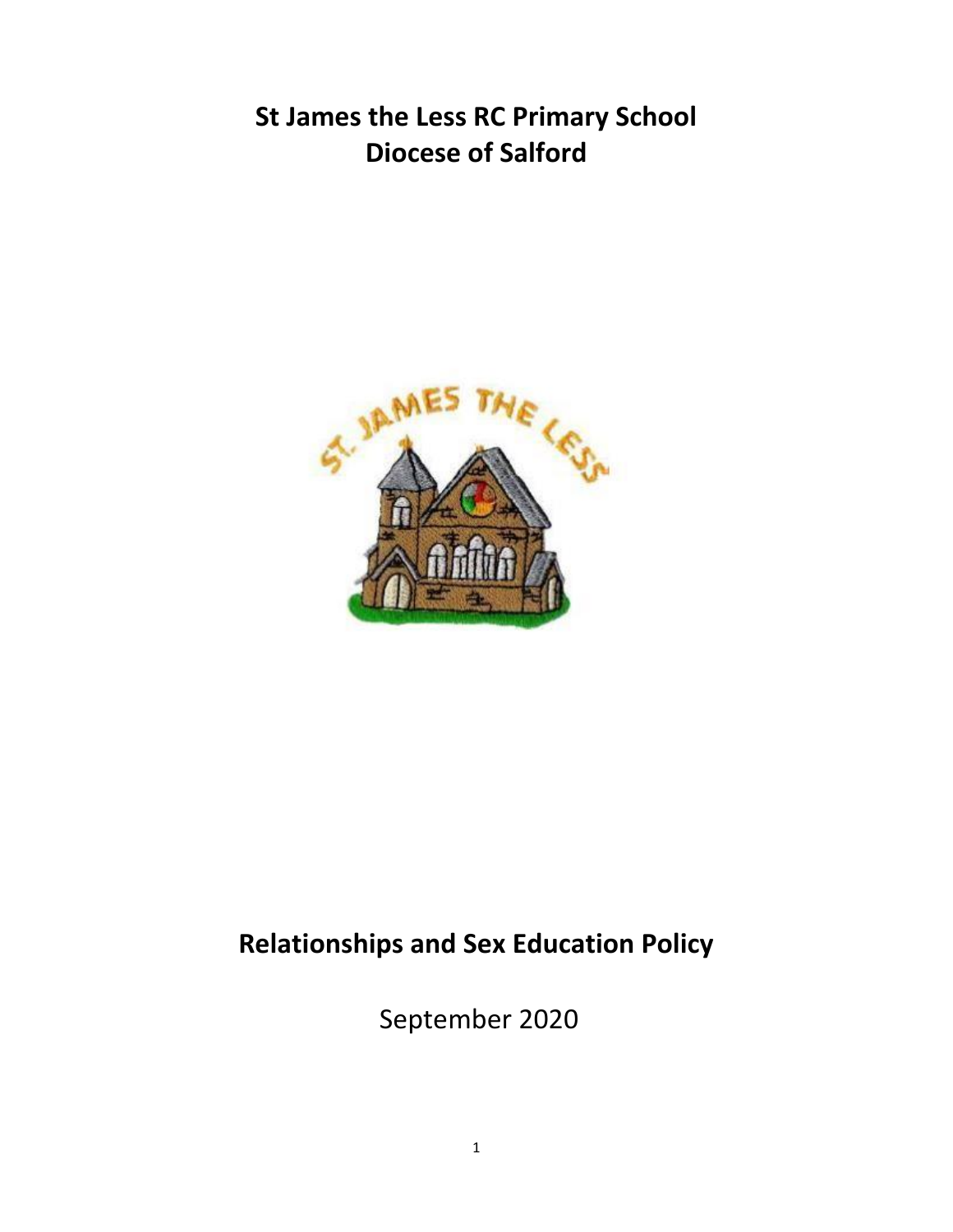# St James the Less RC Primary School
## Diocese of Salford

# Relationships and Sex Education Policy

September 2020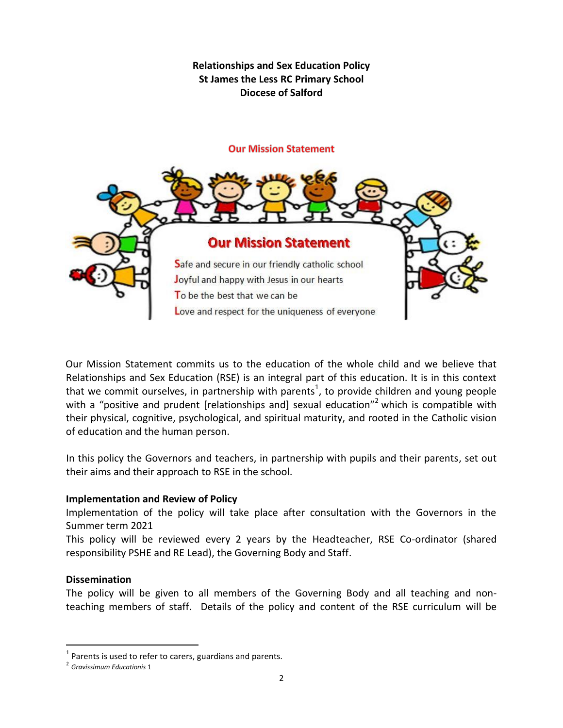**Relationships and Sex Education Policy**
**St James the Less RC Primary School**
**Diocese of Salford**

**Our Mission Statement**

**Our Mission Statement**

Safe and secure in our friendly catholic school
Joyful and happy with Jesus in our hearts
To be the best that we can be
Love and respect for the uniqueness of everyone

Our Mission Statement commits us to the education of the whole child and we believe that Relationships and Sex Education (RSE) is an integral part of this education. It is in this context that we commit ourselves, in partnership with parents[1], to provide children and young people with a "positive and prudent [relationships and] sexual education"[2] which is compatible with their physical, cognitive, psychological, and spiritual maturity, and rooted in the Catholic vision of education and the human person.

In this policy the Governors and teachers, in partnership with pupils and their parents, set out their aims and their approach to RSE in the school.

**Implementation and Review of Policy**

Implementation of the policy will take place after consultation with the Governors in the Summer term 2021

This policy will be reviewed every 2 years by the Headteacher, RSE Co-ordinator (shared responsibility PSHE and RE Lead), the Governing Body and Staff.

**Dissemination**

The policy will be given to all members of the Governing Body and all teaching and non-teaching members of staff. Details of the policy and content of the RSE curriculum will be

---

[1] Parents is used to refer to carers, guardians and parents.

[2] *Gravissimum Educationis* 1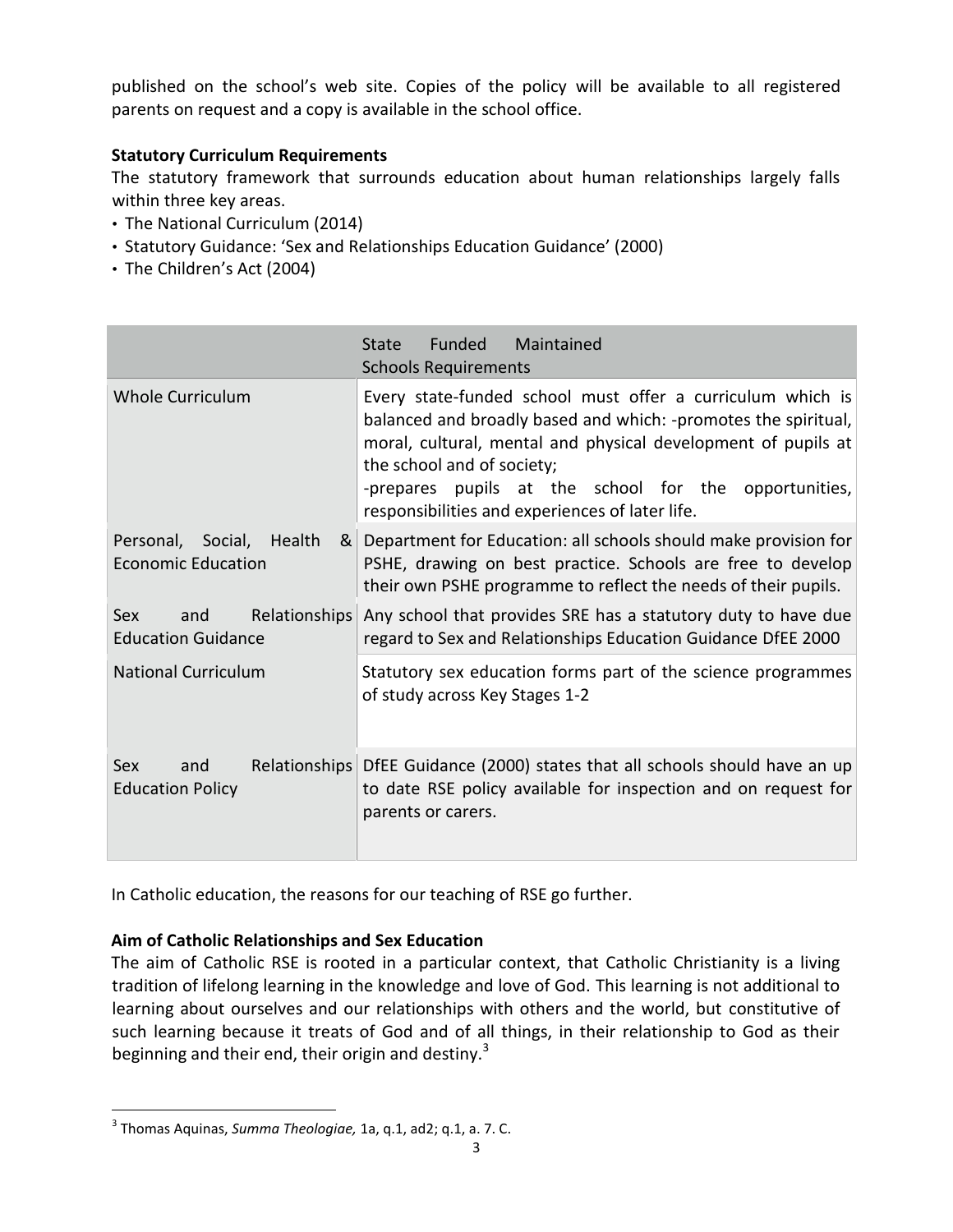published on the school's web site. Copies of the policy will be available to all registered parents on request and a copy is available in the school office.

**Statutory Curriculum Requirements**

The statutory framework that surrounds education about human relationships largely falls within three key areas.

- The National Curriculum (2014)
- Statutory Guidance: 'Sex and Relationships Education Guidance' (2000)
- The Children's Act (2004)

| | State Funded Maintained Schools Requirements |
| --- | --- |
| Whole Curriculum | Every state-funded school must offer a curriculum which is balanced and broadly based and which: -promotes the spiritual, moral, cultural, mental and physical development of pupils at the school and of society; -prepares pupils at the school for the opportunities, responsibilities and experiences of later life. |
| Personal, Social, Health & Economic Education | Department for Education: all schools should make provision for PSHE, drawing on best practice. Schools are free to develop their own PSHE programme to reflect the needs of their pupils. |
| Sex and Relationships Education Guidance | Any school that provides SRE has a statutory duty to have due regard to Sex and Relationships Education Guidance DfEE 2000 |
| National Curriculum | Statutory sex education forms part of the science programmes of study across Key Stages 1-2 |
| Sex and Relationships Education Policy | DfEE Guidance (2000) states that all schools should have an up to date RSE policy available for inspection and on request for parents or carers. |

In Catholic education, the reasons for our teaching of RSE go further.

**Aim of Catholic Relationships and Sex Education**

The aim of Catholic RSE is rooted in a particular context, that Catholic Christianity is a living tradition of lifelong learning in the knowledge and love of God. This learning is not additional to learning about ourselves and our relationships with others and the world, but constitutive of such learning because it treats of God and of all things, in their relationship to God as their beginning and their end, their origin and destiny.[3]

[3] Thomas Aquinas, *Summa Theologiae,* 1a, q.1, ad2; q.1, a. 7. C.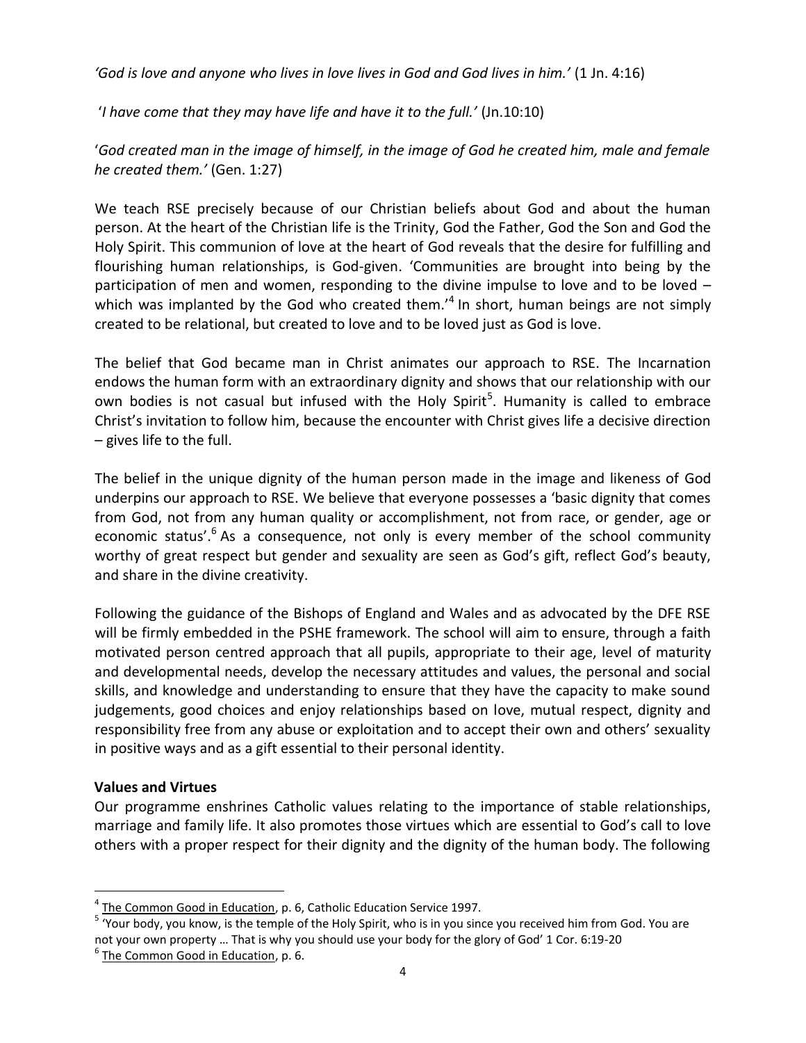*'God is love and anyone who lives in love lives in God and God lives in him.'* (1 Jn. 4:16)

'*I have come that they may have life and have it to the full.'* (Jn.10:10)

'*God created man in the image of himself, in the image of God he created him, male and female he created them.'* (Gen. 1:27)

We teach RSE precisely because of our Christian beliefs about God and about the human person. At the heart of the Christian life is the Trinity, God the Father, God the Son and God the Holy Spirit. This communion of love at the heart of God reveals that the desire for fulfilling and flourishing human relationships, is God-given. 'Communities are brought into being by the participation of men and women, responding to the divine impulse to love and to be loved – which was implanted by the God who created them.'[4] In short, human beings are not simply created to be relational, but created to love and to be loved just as God is love.

The belief that God became man in Christ animates our approach to RSE. The Incarnation endows the human form with an extraordinary dignity and shows that our relationship with our own bodies is not casual but infused with the Holy Spirit[5]. Humanity is called to embrace Christ's invitation to follow him, because the encounter with Christ gives life a decisive direction – gives life to the full.

The belief in the unique dignity of the human person made in the image and likeness of God underpins our approach to RSE. We believe that everyone possesses a 'basic dignity that comes from God, not from any human quality or accomplishment, not from race, or gender, age or economic status'.[6] As a consequence, not only is every member of the school community worthy of great respect but gender and sexuality are seen as God's gift, reflect God's beauty, and share in the divine creativity.

Following the guidance of the Bishops of England and Wales and as advocated by the DFE RSE will be firmly embedded in the PSHE framework. The school will aim to ensure, through a faith motivated person centred approach that all pupils, appropriate to their age, level of maturity and developmental needs, develop the necessary attitudes and values, the personal and social skills, and knowledge and understanding to ensure that they have the capacity to make sound judgements, good choices and enjoy relationships based on love, mutual respect, dignity and responsibility free from any abuse or exploitation and to accept their own and others' sexuality in positive ways and as a gift essential to their personal identity.

**Values and Virtues**

Our programme enshrines Catholic values relating to the importance of stable relationships, marriage and family life. It also promotes those virtues which are essential to God's call to love others with a proper respect for their dignity and the dignity of the human body. The following

---

[4] The Common Good in Education, p. 6, Catholic Education Service 1997.

[5] 'Your body, you know, is the temple of the Holy Spirit, who is in you since you received him from God. You are not your own property … That is why you should use your body for the glory of God' 1 Cor. 6:19-20

[6] The Common Good in Education, p. 6.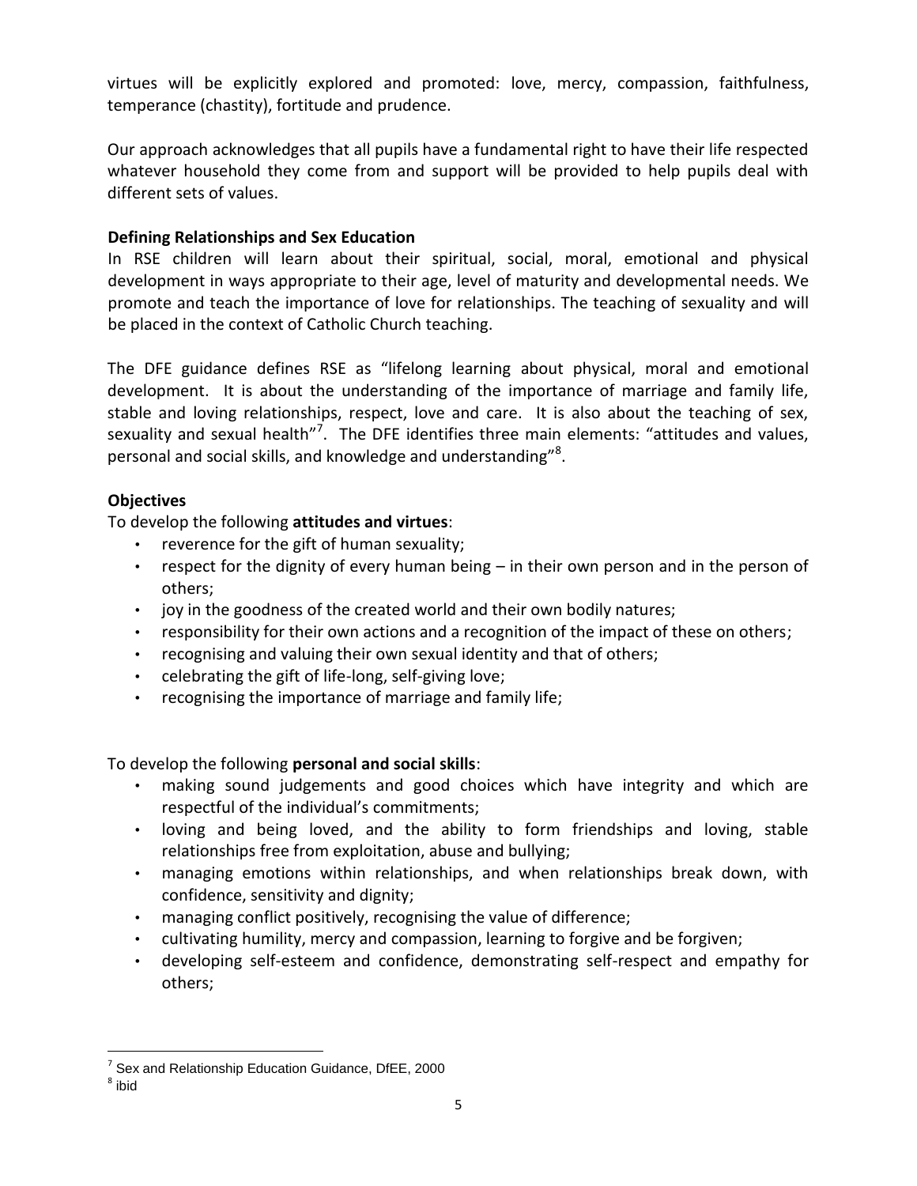virtues will be explicitly explored and promoted: love, mercy, compassion, faithfulness, temperance (chastity), fortitude and prudence.

Our approach acknowledges that all pupils have a fundamental right to have their life respected whatever household they come from and support will be provided to help pupils deal with different sets of values.

**Defining Relationships and Sex Education**

In RSE children will learn about their spiritual, social, moral, emotional and physical development in ways appropriate to their age, level of maturity and developmental needs. We promote and teach the importance of love for relationships. The teaching of sexuality and will be placed in the context of Catholic Church teaching.

The DFE guidance defines RSE as "lifelong learning about physical, moral and emotional development. It is about the understanding of the importance of marriage and family life, stable and loving relationships, respect, love and care. It is also about the teaching of sex, sexuality and sexual health"[7]. The DFE identifies three main elements: "attitudes and values, personal and social skills, and knowledge and understanding"[8].

**Objectives**

To develop the following **attitudes and virtues**:

- reverence for the gift of human sexuality;
- respect for the dignity of every human being – in their own person and in the person of others;
- joy in the goodness of the created world and their own bodily natures;
- responsibility for their own actions and a recognition of the impact of these on others;
- recognising and valuing their own sexual identity and that of others;
- celebrating the gift of life-long, self-giving love;
- recognising the importance of marriage and family life;

To develop the following **personal and social skills**:

- making sound judgements and good choices which have integrity and which are respectful of the individual's commitments;
- loving and being loved, and the ability to form friendships and loving, stable relationships free from exploitation, abuse and bullying;
- managing emotions within relationships, and when relationships break down, with confidence, sensitivity and dignity;
- managing conflict positively, recognising the value of difference;
- cultivating humility, mercy and compassion, learning to forgive and be forgiven;
- developing self-esteem and confidence, demonstrating self-respect and empathy for others;

[7] Sex and Relationship Education Guidance, DfEE, 2000

[8] ibid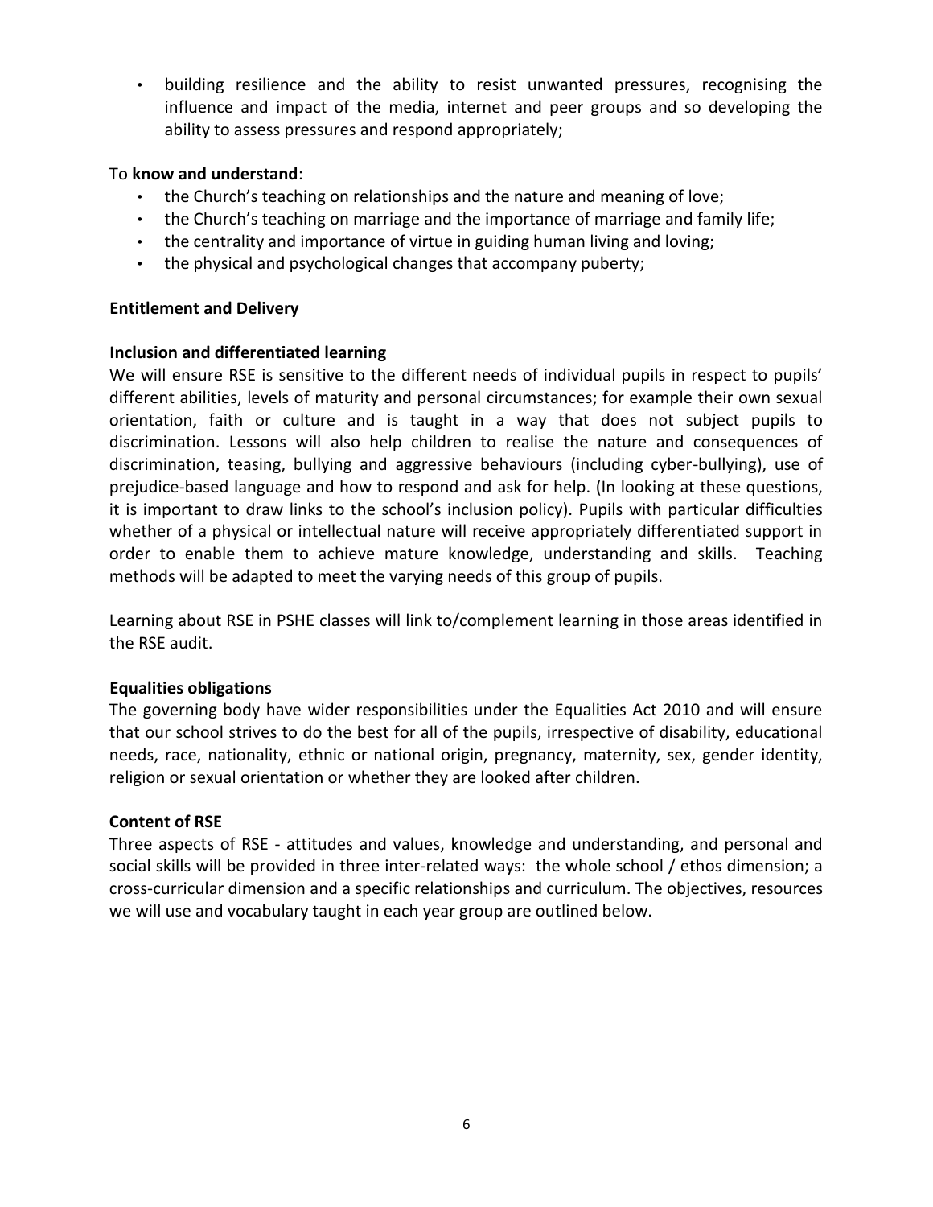- building resilience and the ability to resist unwanted pressures, recognising the influence and impact of the media, internet and peer groups and so developing the ability to assess pressures and respond appropriately;

To **know and understand**:

- the Church's teaching on relationships and the nature and meaning of love;
- the Church's teaching on marriage and the importance of marriage and family life;
- the centrality and importance of virtue in guiding human living and loving;
- the physical and psychological changes that accompany puberty;

**Entitlement and Delivery**

**Inclusion and differentiated learning**

We will ensure RSE is sensitive to the different needs of individual pupils in respect to pupils' different abilities, levels of maturity and personal circumstances; for example their own sexual orientation, faith or culture and is taught in a way that does not subject pupils to discrimination. Lessons will also help children to realise the nature and consequences of discrimination, teasing, bullying and aggressive behaviours (including cyber-bullying), use of prejudice-based language and how to respond and ask for help. (In looking at these questions, it is important to draw links to the school's inclusion policy). Pupils with particular difficulties whether of a physical or intellectual nature will receive appropriately differentiated support in order to enable them to achieve mature knowledge, understanding and skills. Teaching methods will be adapted to meet the varying needs of this group of pupils.

Learning about RSE in PSHE classes will link to/complement learning in those areas identified in the RSE audit.

**Equalities obligations**

The governing body have wider responsibilities under the Equalities Act 2010 and will ensure that our school strives to do the best for all of the pupils, irrespective of disability, educational needs, race, nationality, ethnic or national origin, pregnancy, maternity, sex, gender identity, religion or sexual orientation or whether they are looked after children.

**Content of RSE**

Three aspects of RSE - attitudes and values, knowledge and understanding, and personal and social skills will be provided in three inter-related ways: the whole school / ethos dimension; a cross-curricular dimension and a specific relationships and curriculum. The objectives, resources we will use and vocabulary taught in each year group are outlined below.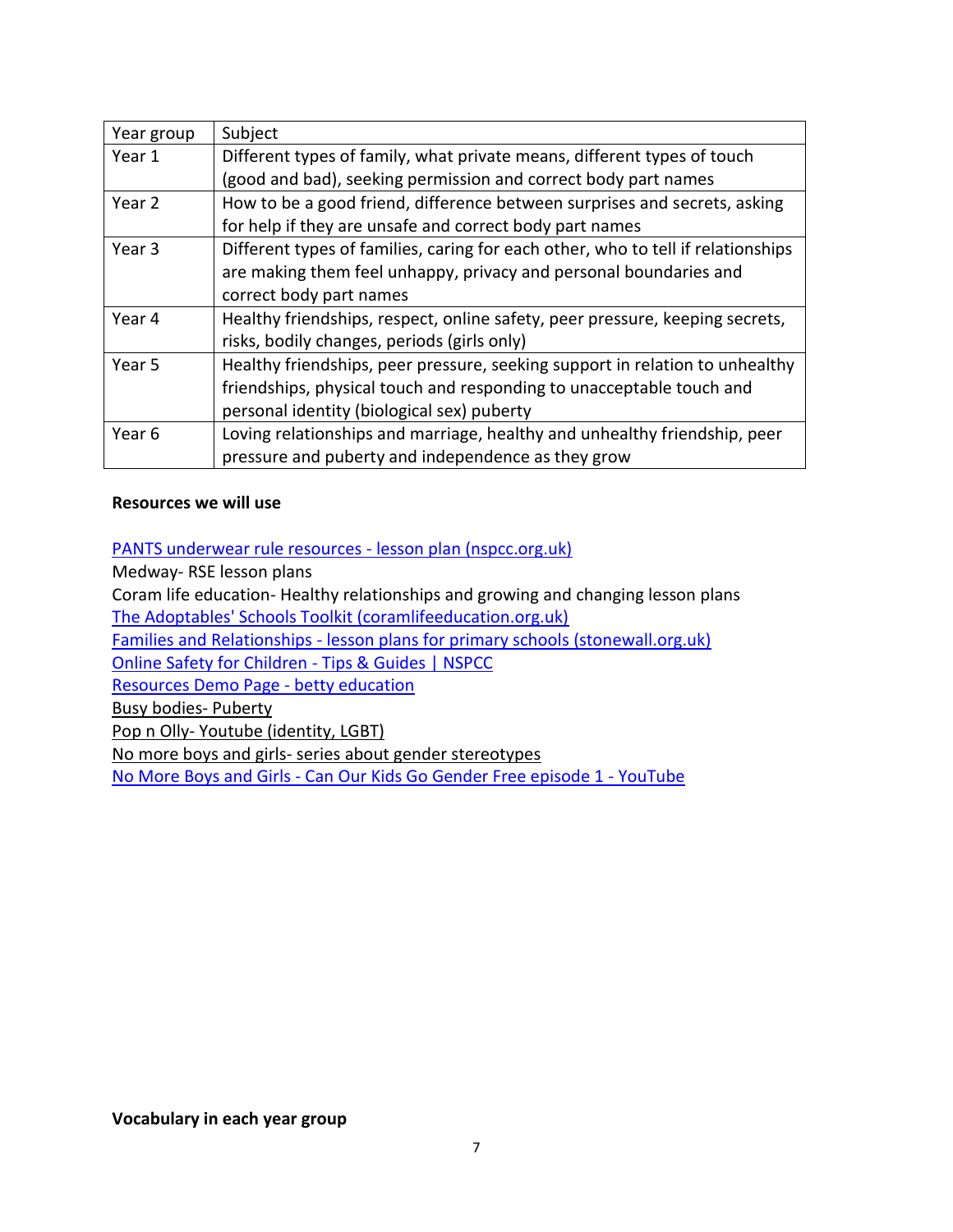| Year group | Subject |
|---|---|
| Year 1 | Different types of family, what private means, different types of touch (good and bad), seeking permission and correct body part names |
| Year 2 | How to be a good friend, difference between surprises and secrets, asking for help if they are unsafe and correct body part names |
| Year 3 | Different types of families, caring for each other, who to tell if relationships are making them feel unhappy, privacy and personal boundaries and correct body part names |
| Year 4 | Healthy friendships, respect, online safety, peer pressure, keeping secrets, risks, bodily changes, periods (girls only) |
| Year 5 | Healthy friendships, peer pressure, seeking support in relation to unhealthy friendships, physical touch and responding to unacceptable touch and personal identity (biological sex) puberty |
| Year 6 | Loving relationships and marriage, healthy and unhealthy friendship, peer pressure and puberty and independence as they grow |

**Resources we will use**

PANTS underwear rule resources - lesson plan (nspcc.org.uk)
Medway- RSE lesson plans
Coram life education- Healthy relationships and growing and changing lesson plans
The Adoptables' Schools Toolkit (coramlifeeducation.org.uk)
Families and Relationships - lesson plans for primary schools (stonewall.org.uk)
Online Safety for Children - Tips & Guides | NSPCC
Resources Demo Page - betty education
Busy bodies- Puberty
Pop n Olly- Youtube (identity, LGBT)
No more boys and girls- series about gender stereotypes
No More Boys and Girls - Can Our Kids Go Gender Free episode 1 - YouTube

**Vocabulary in each year group**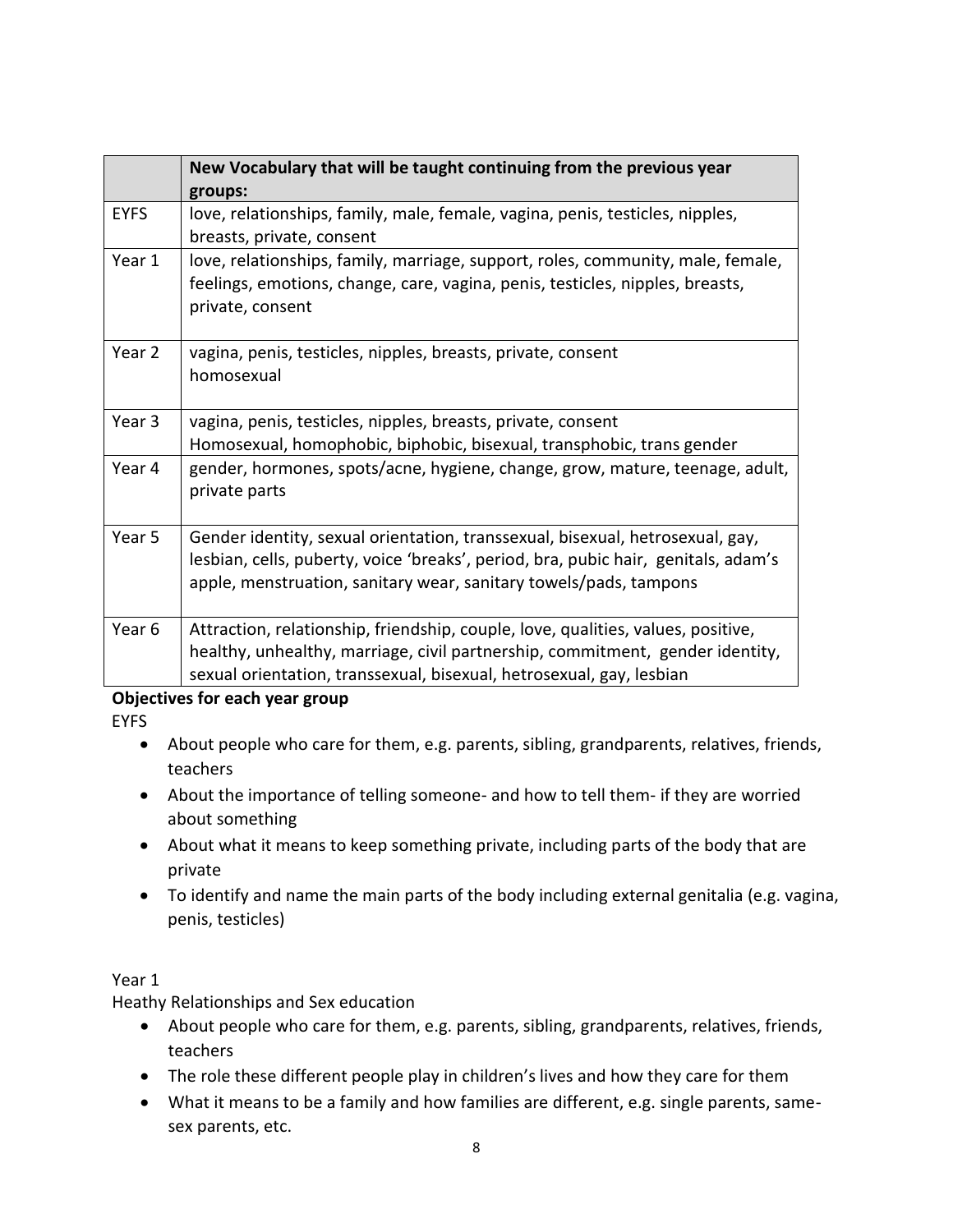| | New Vocabulary that will be taught continuing from the previous year groups: |
|---|---|
| EYFS | love, relationships, family, male, female, vagina, penis, testicles, nipples, breasts, private, consent |
| Year 1 | love, relationships, family, marriage, support, roles, community, male, female, feelings, emotions, change, care, vagina, penis, testicles, nipples, breasts, private, consent |
| Year 2 | vagina, penis, testicles, nipples, breasts, private, consent<br>homosexual |
| Year 3 | vagina, penis, testicles, nipples, breasts, private, consent<br>Homosexual, homophobic, biphobic, bisexual, transphobic, trans gender |
| Year 4 | gender, hormones, spots/acne, hygiene, change, grow, mature, teenage, adult, private parts |
| Year 5 | Gender identity, sexual orientation, transsexual, bisexual, hetrosexual, gay, lesbian, cells, puberty, voice 'breaks', period, bra, pubic hair, genitals, adam's apple, menstruation, sanitary wear, sanitary towels/pads, tampons |
| Year 6 | Attraction, relationship, friendship, couple, love, qualities, values, positive, healthy, unhealthy, marriage, civil partnership, commitment, gender identity, sexual orientation, transsexual, bisexual, hetrosexual, gay, lesbian |

**Objectives for each year group**

EYFS

- About people who care for them, e.g. parents, sibling, grandparents, relatives, friends, teachers
- About the importance of telling someone- and how to tell them- if they are worried about something
- About what it means to keep something private, including parts of the body that are private
- To identify and name the main parts of the body including external genitalia (e.g. vagina, penis, testicles)

Year 1

Heathy Relationships and Sex education

- About people who care for them, e.g. parents, sibling, grandparents, relatives, friends, teachers
- The role these different people play in children's lives and how they care for them
- What it means to be a family and how families are different, e.g. single parents, same-sex parents, etc.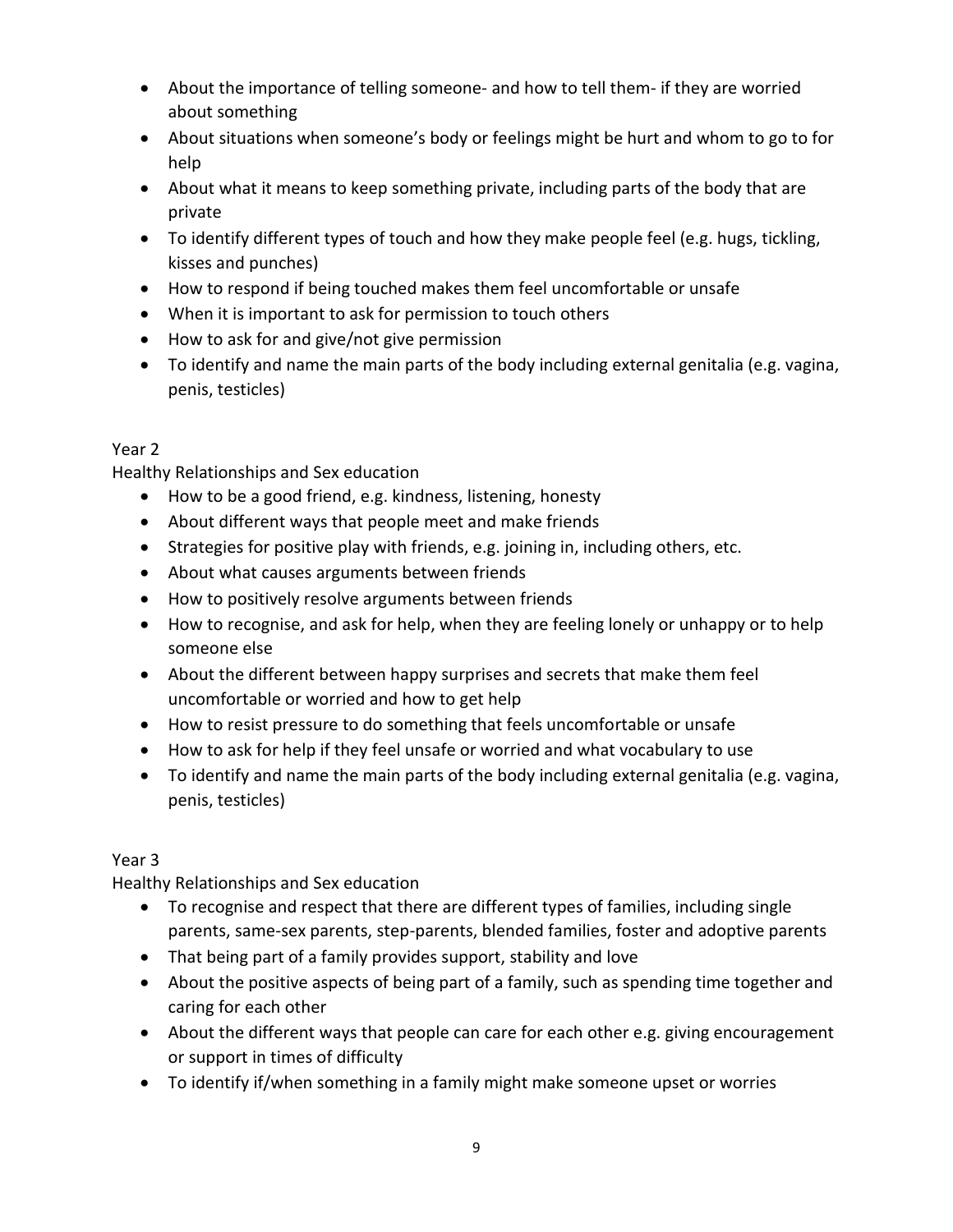- About the importance of telling someone- and how to tell them- if they are worried about something
- About situations when someone's body or feelings might be hurt and whom to go to for help
- About what it means to keep something private, including parts of the body that are private
- To identify different types of touch and how they make people feel (e.g. hugs, tickling, kisses and punches)
- How to respond if being touched makes them feel uncomfortable or unsafe
- When it is important to ask for permission to touch others
- How to ask for and give/not give permission
- To identify and name the main parts of the body including external genitalia (e.g. vagina, penis, testicles)

Year 2

Healthy Relationships and Sex education

- How to be a good friend, e.g. kindness, listening, honesty
- About different ways that people meet and make friends
- Strategies for positive play with friends, e.g. joining in, including others, etc.
- About what causes arguments between friends
- How to positively resolve arguments between friends
- How to recognise, and ask for help, when they are feeling lonely or unhappy or to help someone else
- About the different between happy surprises and secrets that make them feel uncomfortable or worried and how to get help
- How to resist pressure to do something that feels uncomfortable or unsafe
- How to ask for help if they feel unsafe or worried and what vocabulary to use
- To identify and name the main parts of the body including external genitalia (e.g. vagina, penis, testicles)

Year 3

Healthy Relationships and Sex education

- To recognise and respect that there are different types of families, including single parents, same-sex parents, step-parents, blended families, foster and adoptive parents
- That being part of a family provides support, stability and love
- About the positive aspects of being part of a family, such as spending time together and caring for each other
- About the different ways that people can care for each other e.g. giving encouragement or support in times of difficulty
- To identify if/when something in a family might make someone upset or worries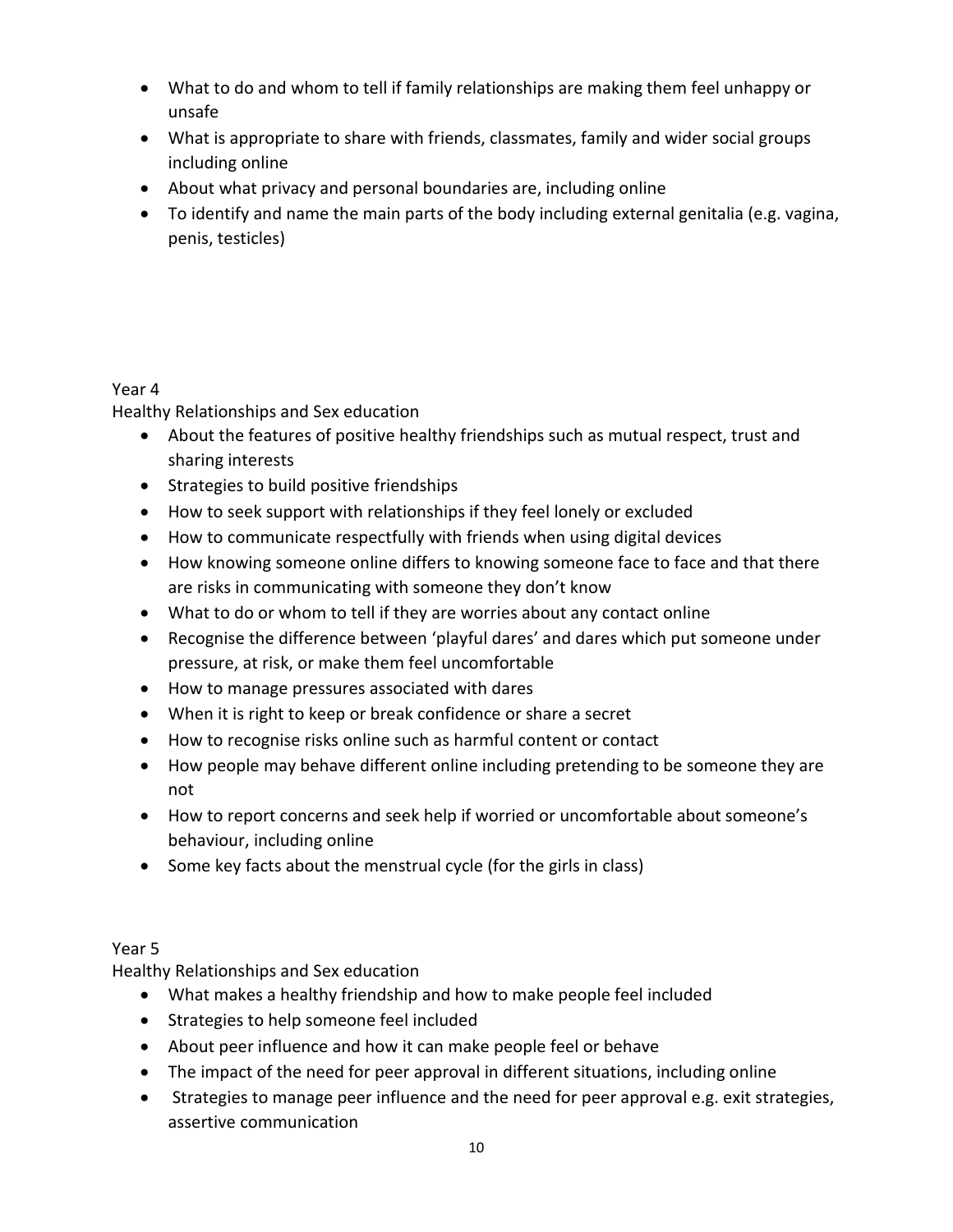- What to do and whom to tell if family relationships are making them feel unhappy or unsafe
- What is appropriate to share with friends, classmates, family and wider social groups including online
- About what privacy and personal boundaries are, including online
- To identify and name the main parts of the body including external genitalia (e.g. vagina, penis, testicles)

Year 4

Healthy Relationships and Sex education

- About the features of positive healthy friendships such as mutual respect, trust and sharing interests
- Strategies to build positive friendships
- How to seek support with relationships if they feel lonely or excluded
- How to communicate respectfully with friends when using digital devices
- How knowing someone online differs to knowing someone face to face and that there are risks in communicating with someone they don't know
- What to do or whom to tell if they are worries about any contact online
- Recognise the difference between 'playful dares' and dares which put someone under pressure, at risk, or make them feel uncomfortable
- How to manage pressures associated with dares
- When it is right to keep or break confidence or share a secret
- How to recognise risks online such as harmful content or contact
- How people may behave different online including pretending to be someone they are not
- How to report concerns and seek help if worried or uncomfortable about someone's behaviour, including online
- Some key facts about the menstrual cycle (for the girls in class)

Year 5

Healthy Relationships and Sex education

- What makes a healthy friendship and how to make people feel included
- Strategies to help someone feel included
- About peer influence and how it can make people feel or behave
- The impact of the need for peer approval in different situations, including online
- Strategies to manage peer influence and the need for peer approval e.g. exit strategies, assertive communication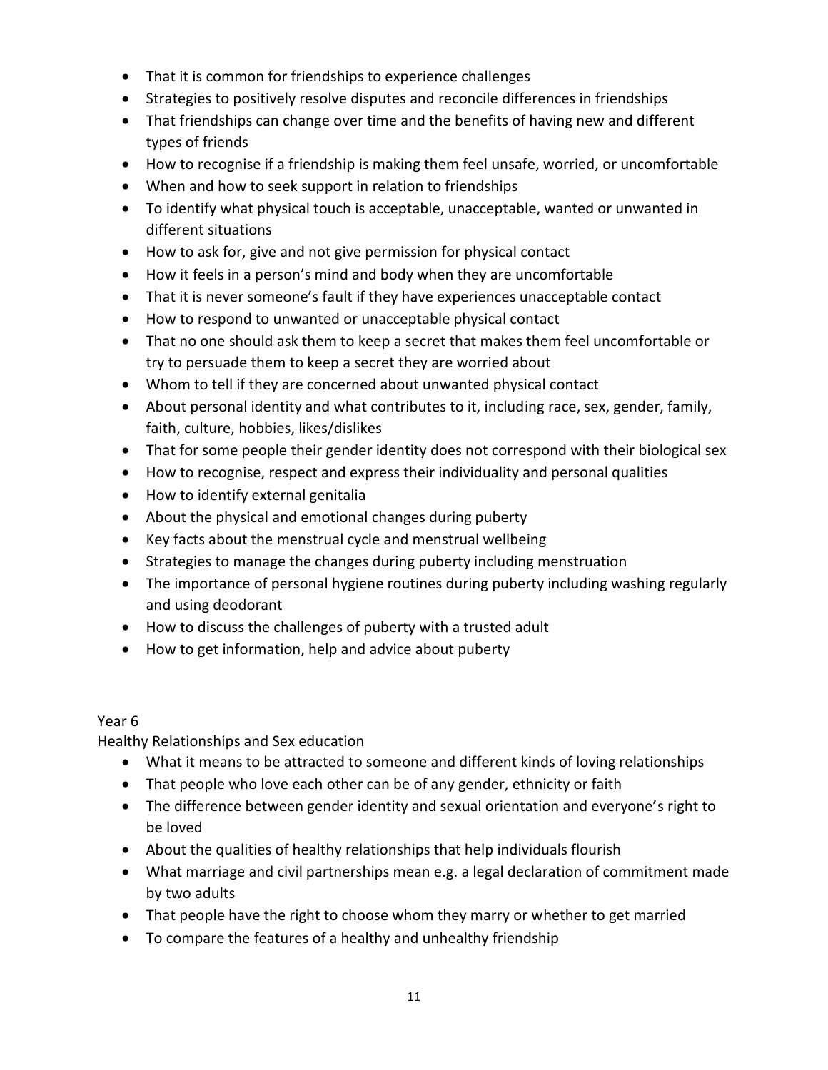- That it is common for friendships to experience challenges
- Strategies to positively resolve disputes and reconcile differences in friendships
- That friendships can change over time and the benefits of having new and different types of friends
- How to recognise if a friendship is making them feel unsafe, worried, or uncomfortable
- When and how to seek support in relation to friendships
- To identify what physical touch is acceptable, unacceptable, wanted or unwanted in different situations
- How to ask for, give and not give permission for physical contact
- How it feels in a person's mind and body when they are uncomfortable
- That it is never someone's fault if they have experiences unacceptable contact
- How to respond to unwanted or unacceptable physical contact
- That no one should ask them to keep a secret that makes them feel uncomfortable or try to persuade them to keep a secret they are worried about
- Whom to tell if they are concerned about unwanted physical contact
- About personal identity and what contributes to it, including race, sex, gender, family, faith, culture, hobbies, likes/dislikes
- That for some people their gender identity does not correspond with their biological sex
- How to recognise, respect and express their individuality and personal qualities
- How to identify external genitalia
- About the physical and emotional changes during puberty
- Key facts about the menstrual cycle and menstrual wellbeing
- Strategies to manage the changes during puberty including menstruation
- The importance of personal hygiene routines during puberty including washing regularly and using deodorant
- How to discuss the challenges of puberty with a trusted adult
- How to get information, help and advice about puberty

Year 6

Healthy Relationships and Sex education

- What it means to be attracted to someone and different kinds of loving relationships
- That people who love each other can be of any gender, ethnicity or faith
- The difference between gender identity and sexual orientation and everyone's right to be loved
- About the qualities of healthy relationships that help individuals flourish
- What marriage and civil partnerships mean e.g. a legal declaration of commitment made by two adults
- That people have the right to choose whom they marry or whether to get married
- To compare the features of a healthy and unhealthy friendship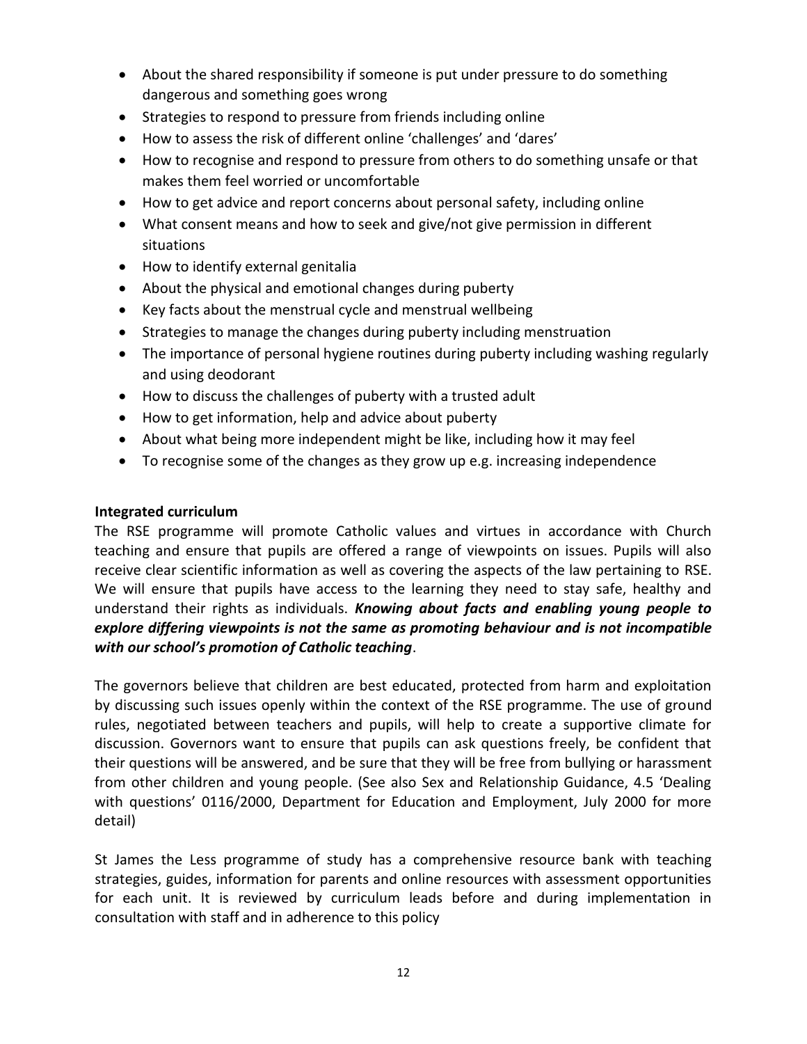- About the shared responsibility if someone is put under pressure to do something dangerous and something goes wrong
- Strategies to respond to pressure from friends including online
- How to assess the risk of different online 'challenges' and 'dares'
- How to recognise and respond to pressure from others to do something unsafe or that makes them feel worried or uncomfortable
- How to get advice and report concerns about personal safety, including online
- What consent means and how to seek and give/not give permission in different situations
- How to identify external genitalia
- About the physical and emotional changes during puberty
- Key facts about the menstrual cycle and menstrual wellbeing
- Strategies to manage the changes during puberty including menstruation
- The importance of personal hygiene routines during puberty including washing regularly and using deodorant
- How to discuss the challenges of puberty with a trusted adult
- How to get information, help and advice about puberty
- About what being more independent might be like, including how it may feel
- To recognise some of the changes as they grow up e.g. increasing independence

**Integrated curriculum**

The RSE programme will promote Catholic values and virtues in accordance with Church teaching and ensure that pupils are offered a range of viewpoints on issues. Pupils will also receive clear scientific information as well as covering the aspects of the law pertaining to RSE. We will ensure that pupils have access to the learning they need to stay safe, healthy and understand their rights as individuals. ***Knowing about facts and enabling young people to explore differing viewpoints is not the same as promoting behaviour and is not incompatible with our school's promotion of Catholic teaching***.

The governors believe that children are best educated, protected from harm and exploitation by discussing such issues openly within the context of the RSE programme. The use of ground rules, negotiated between teachers and pupils, will help to create a supportive climate for discussion. Governors want to ensure that pupils can ask questions freely, be confident that their questions will be answered, and be sure that they will be free from bullying or harassment from other children and young people. (See also Sex and Relationship Guidance, 4.5 'Dealing with questions' 0116/2000, Department for Education and Employment, July 2000 for more detail)

St James the Less programme of study has a comprehensive resource bank with teaching strategies, guides, information for parents and online resources with assessment opportunities for each unit. It is reviewed by curriculum leads before and during implementation in consultation with staff and in adherence to this policy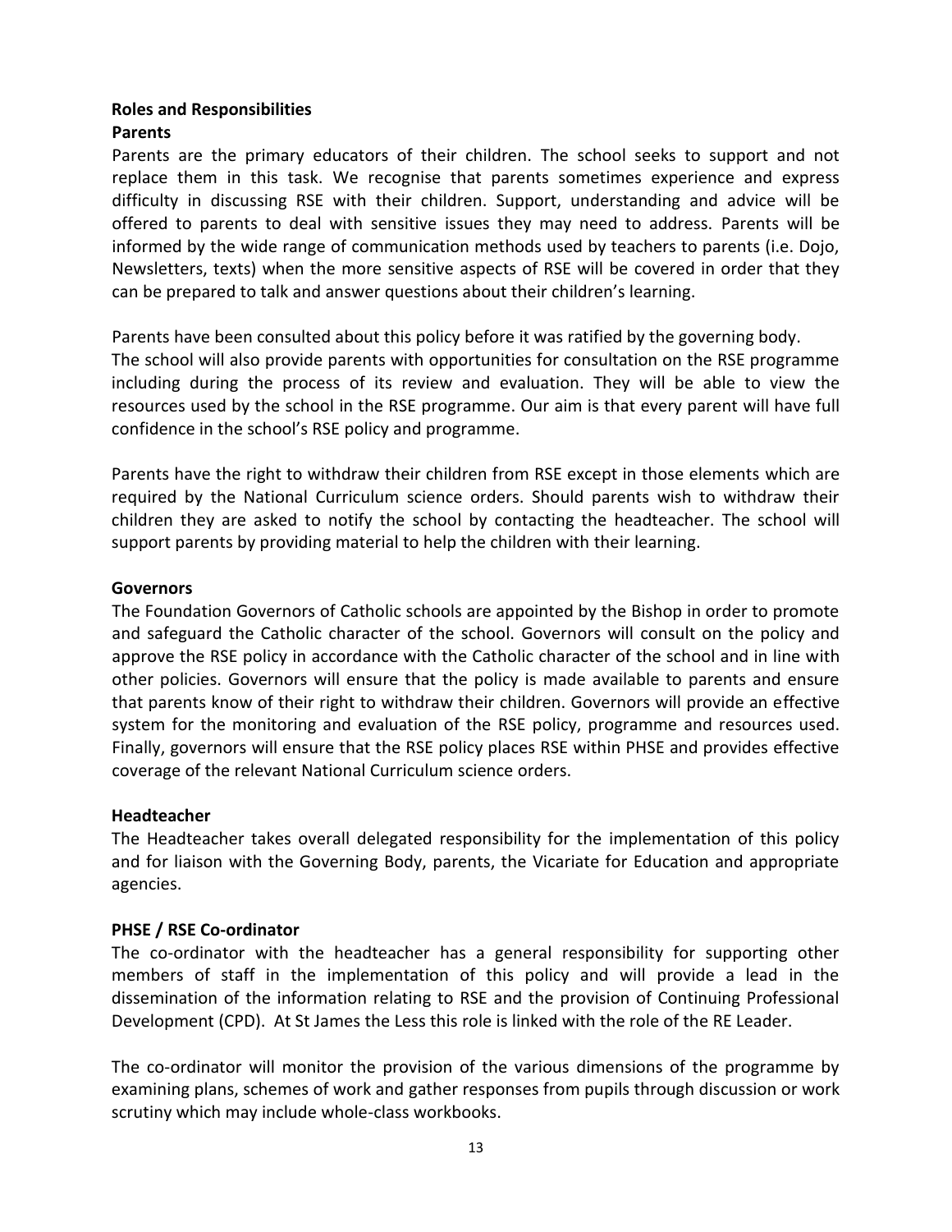## Roles and Responsibilities

### Parents

Parents are the primary educators of their children. The school seeks to support and not replace them in this task. We recognise that parents sometimes experience and express difficulty in discussing RSE with their children. Support, understanding and advice will be offered to parents to deal with sensitive issues they may need to address. Parents will be informed by the wide range of communication methods used by teachers to parents (i.e. Dojo, Newsletters, texts) when the more sensitive aspects of RSE will be covered in order that they can be prepared to talk and answer questions about their children's learning.

Parents have been consulted about this policy before it was ratified by the governing body. The school will also provide parents with opportunities for consultation on the RSE programme including during the process of its review and evaluation. They will be able to view the resources used by the school in the RSE programme. Our aim is that every parent will have full confidence in the school's RSE policy and programme.

Parents have the right to withdraw their children from RSE except in those elements which are required by the National Curriculum science orders. Should parents wish to withdraw their children they are asked to notify the school by contacting the headteacher. The school will support parents by providing material to help the children with their learning.

### Governors

The Foundation Governors of Catholic schools are appointed by the Bishop in order to promote and safeguard the Catholic character of the school. Governors will consult on the policy and approve the RSE policy in accordance with the Catholic character of the school and in line with other policies. Governors will ensure that the policy is made available to parents and ensure that parents know of their right to withdraw their children. Governors will provide an effective system for the monitoring and evaluation of the RSE policy, programme and resources used. Finally, governors will ensure that the RSE policy places RSE within PHSE and provides effective coverage of the relevant National Curriculum science orders.

### Headteacher

The Headteacher takes overall delegated responsibility for the implementation of this policy and for liaison with the Governing Body, parents, the Vicariate for Education and appropriate agencies.

### PHSE / RSE Co-ordinator

The co-ordinator with the headteacher has a general responsibility for supporting other members of staff in the implementation of this policy and will provide a lead in the dissemination of the information relating to RSE and the provision of Continuing Professional Development (CPD). At St James the Less this role is linked with the role of the RE Leader.

The co-ordinator will monitor the provision of the various dimensions of the programme by examining plans, schemes of work and gather responses from pupils through discussion or work scrutiny which may include whole-class workbooks.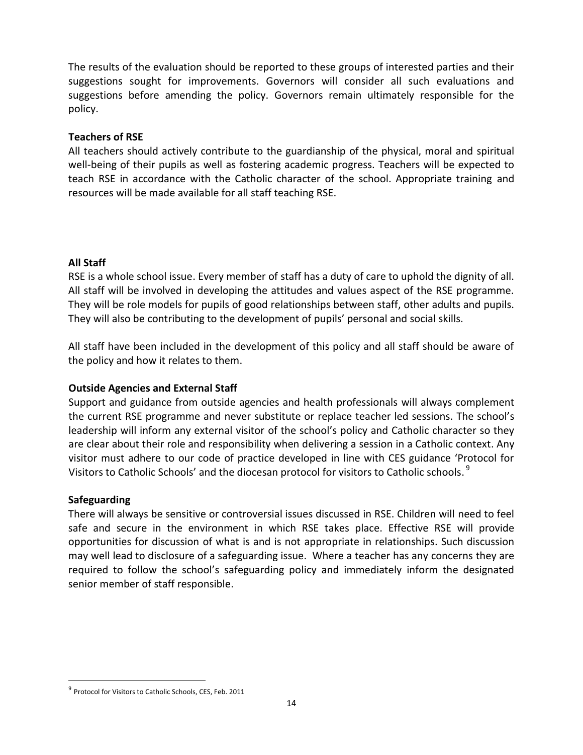The results of the evaluation should be reported to these groups of interested parties and their suggestions sought for improvements. Governors will consider all such evaluations and suggestions before amending the policy. Governors remain ultimately responsible for the policy.

**Teachers of RSE**

All teachers should actively contribute to the guardianship of the physical, moral and spiritual well-being of their pupils as well as fostering academic progress. Teachers will be expected to teach RSE in accordance with the Catholic character of the school. Appropriate training and resources will be made available for all staff teaching RSE.

**All Staff**

RSE is a whole school issue. Every member of staff has a duty of care to uphold the dignity of all. All staff will be involved in developing the attitudes and values aspect of the RSE programme. They will be role models for pupils of good relationships between staff, other adults and pupils. They will also be contributing to the development of pupils' personal and social skills.

All staff have been included in the development of this policy and all staff should be aware of the policy and how it relates to them.

**Outside Agencies and External Staff**

Support and guidance from outside agencies and health professionals will always complement the current RSE programme and never substitute or replace teacher led sessions. The school's leadership will inform any external visitor of the school's policy and Catholic character so they are clear about their role and responsibility when delivering a session in a Catholic context. Any visitor must adhere to our code of practice developed in line with CES guidance 'Protocol for Visitors to Catholic Schools' and the diocesan protocol for visitors to Catholic schools.[9]

**Safeguarding**

There will always be sensitive or controversial issues discussed in RSE. Children will need to feel safe and secure in the environment in which RSE takes place. Effective RSE will provide opportunities for discussion of what is and is not appropriate in relationships. Such discussion may well lead to disclosure of a safeguarding issue. Where a teacher has any concerns they are required to follow the school's safeguarding policy and immediately inform the designated senior member of staff responsible.

---

[9] Protocol for Visitors to Catholic Schools, CES, Feb. 2011